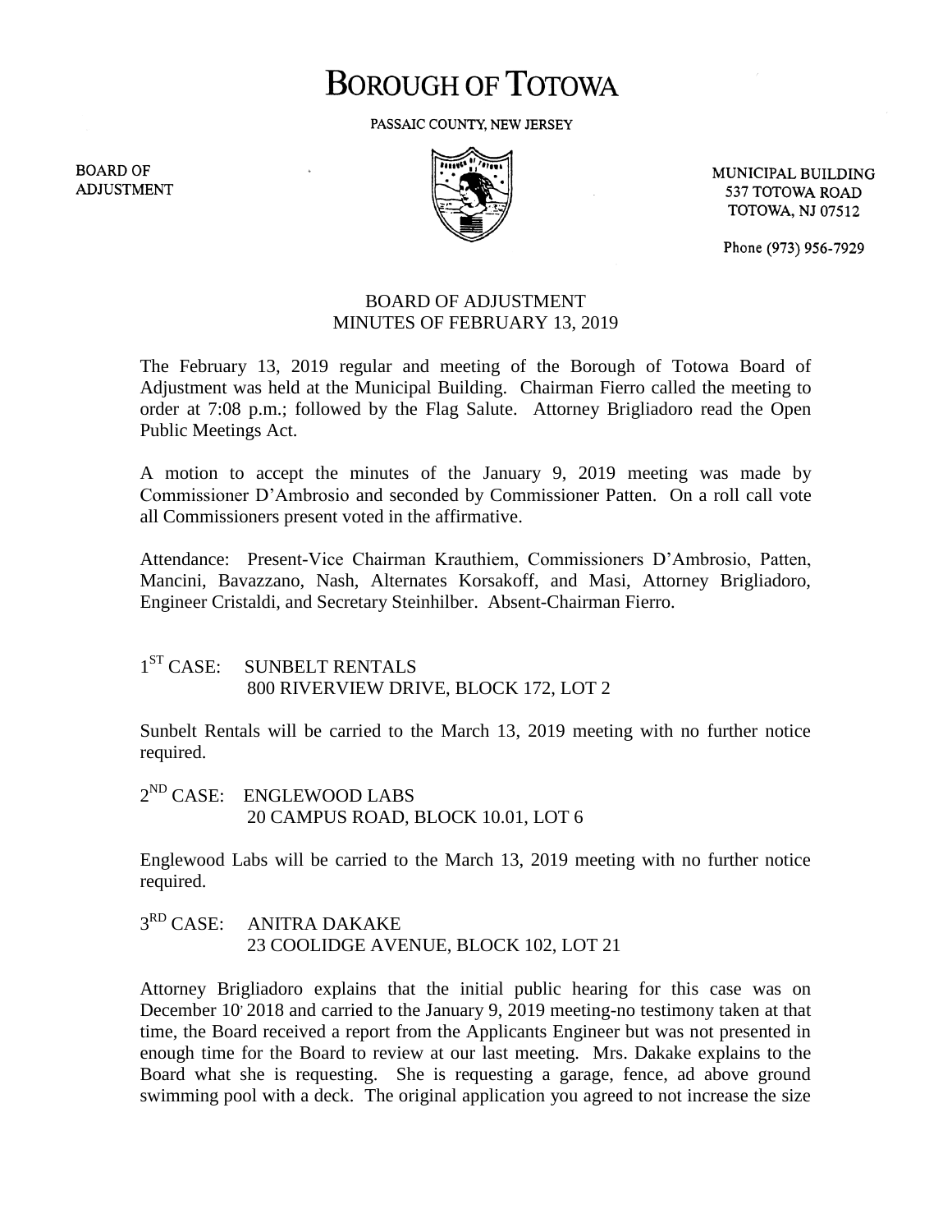# BOROUGH OF TOTOWA

PASSAIC COUNTY, NEW JERSEY

BOARD OF ADJUSTMENT

MUNICIPAL BUILDING
537 TOTOWA ROAD
TOTOWA, NJ 07512

Phone (973) 956-7929

## BOARD OF ADJUSTMENT
## MINUTES OF FEBRUARY 13, 2019

The February 13, 2019 regular and meeting of the Borough of Totowa Board of Adjustment was held at the Municipal Building. Chairman Fierro called the meeting to order at 7:08 p.m.; followed by the Flag Salute. Attorney Brigliadoro read the Open Public Meetings Act.

A motion to accept the minutes of the January 9, 2019 meeting was made by Commissioner D'Ambrosio and seconded by Commissioner Patten. On a roll call vote all Commissioners present voted in the affirmative.

Attendance: Present-Vice Chairman Krauthiem, Commissioners D'Ambrosio, Patten, Mancini, Bavazzano, Nash, Alternates Korsakoff, and Masi, Attorney Brigliadoro, Engineer Cristaldi, and Secretary Steinhilber. Absent-Chairman Fierro.

1ST CASE: SUNBELT RENTALS
800 RIVERVIEW DRIVE, BLOCK 172, LOT 2

Sunbelt Rentals will be carried to the March 13, 2019 meeting with no further notice required.

2ND CASE: ENGLEWOOD LABS
20 CAMPUS ROAD, BLOCK 10.01, LOT 6

Englewood Labs will be carried to the March 13, 2019 meeting with no further notice required.

3RD CASE: ANITRA DAKAKE
23 COOLIDGE AVENUE, BLOCK 102, LOT 21

Attorney Brigliadoro explains that the initial public hearing for this case was on December 10' 2018 and carried to the January 9, 2019 meeting-no testimony taken at that time, the Board received a report from the Applicants Engineer but was not presented in enough time for the Board to review at our last meeting. Mrs. Dakake explains to the Board what she is requesting. She is requesting a garage, fence, ad above ground swimming pool with a deck. The original application you agreed to not increase the size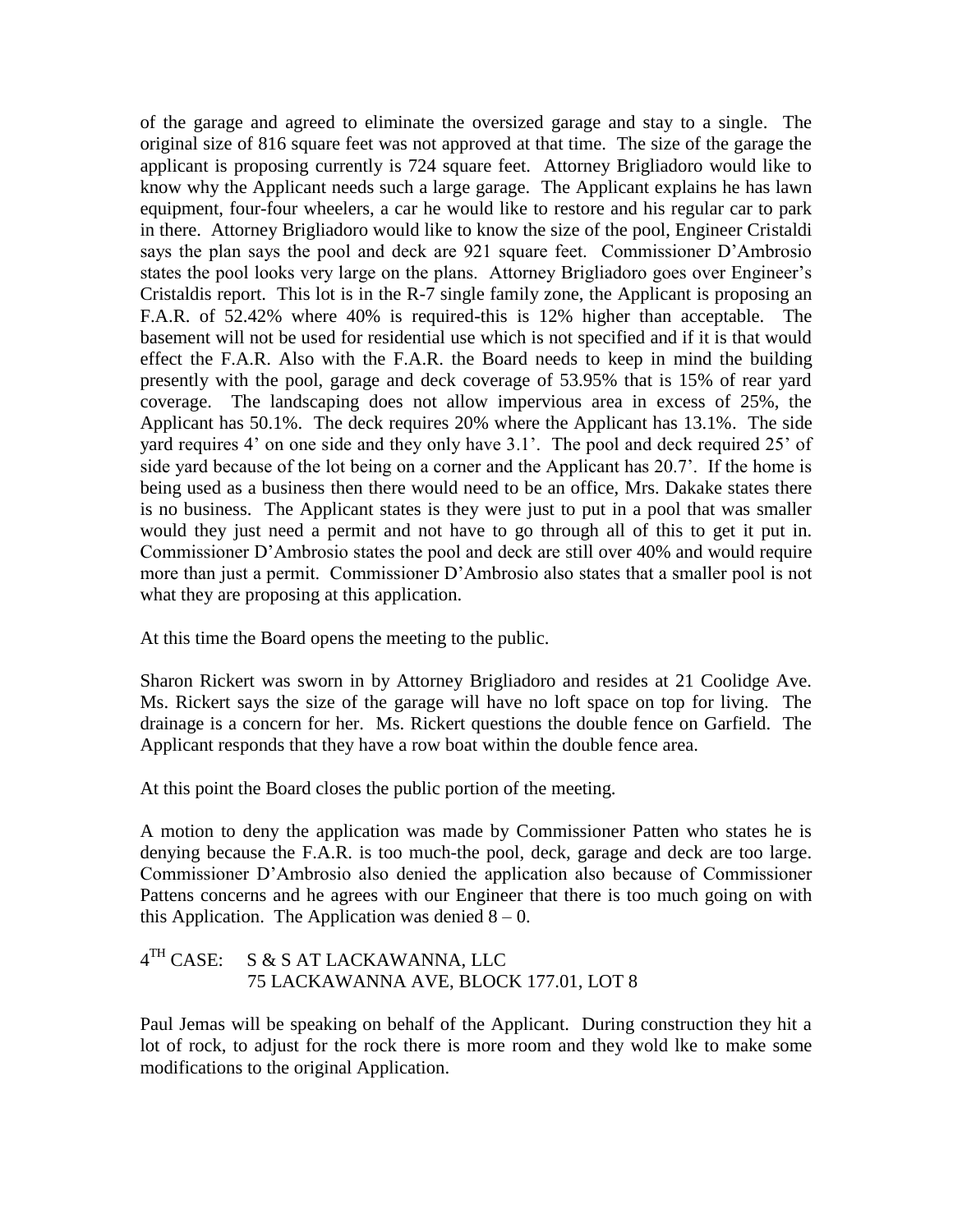of the garage and agreed to eliminate the oversized garage and stay to a single. The original size of 816 square feet was not approved at that time. The size of the garage the applicant is proposing currently is 724 square feet. Attorney Brigliadoro would like to know why the Applicant needs such a large garage. The Applicant explains he has lawn equipment, four-four wheelers, a car he would like to restore and his regular car to park in there. Attorney Brigliadoro would like to know the size of the pool, Engineer Cristaldi says the plan says the pool and deck are 921 square feet. Commissioner D'Ambrosio states the pool looks very large on the plans. Attorney Brigliadoro goes over Engineer's Cristaldis report. This lot is in the R-7 single family zone, the Applicant is proposing an F.A.R. of 52.42% where 40% is required-this is 12% higher than acceptable. The basement will not be used for residential use which is not specified and if it is that would effect the F.A.R. Also with the F.A.R. the Board needs to keep in mind the building presently with the pool, garage and deck coverage of 53.95% that is 15% of rear yard coverage. The landscaping does not allow impervious area in excess of 25%, the Applicant has 50.1%. The deck requires 20% where the Applicant has 13.1%. The side yard requires 4' on one side and they only have 3.1'. The pool and deck required 25' of side yard because of the lot being on a corner and the Applicant has 20.7'. If the home is being used as a business then there would need to be an office, Mrs. Dakake states there is no business. The Applicant states is they were just to put in a pool that was smaller would they just need a permit and not have to go through all of this to get it put in. Commissioner D'Ambrosio states the pool and deck are still over 40% and would require more than just a permit. Commissioner D'Ambrosio also states that a smaller pool is not what they are proposing at this application.

At this time the Board opens the meeting to the public.

Sharon Rickert was sworn in by Attorney Brigliadoro and resides at 21 Coolidge Ave. Ms. Rickert says the size of the garage will have no loft space on top for living. The drainage is a concern for her. Ms. Rickert questions the double fence on Garfield. The Applicant responds that they have a row boat within the double fence area.

At this point the Board closes the public portion of the meeting.

A motion to deny the application was made by Commissioner Patten who states he is denying because the F.A.R. is too much-the pool, deck, garage and deck are too large. Commissioner D'Ambrosio also denied the application also because of Commissioner Pattens concerns and he agrees with our Engineer that there is too much going on with this Application. The Application was denied 8 – 0.

4TH CASE: S & S AT LACKAWANNA, LLC
75 LACKAWANNA AVE, BLOCK 177.01, LOT 8

Paul Jemas will be speaking on behalf of the Applicant. During construction they hit a lot of rock, to adjust for the rock there is more room and they wold lke to make some modifications to the original Application.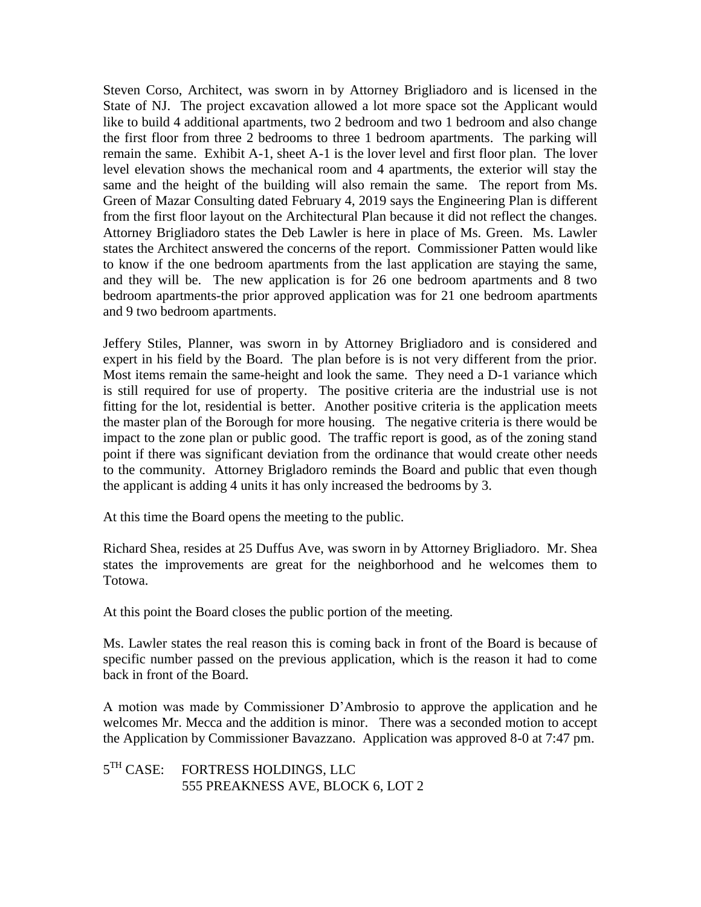Steven Corso, Architect, was sworn in by Attorney Brigliadoro and is licensed in the State of NJ. The project excavation allowed a lot more space sot the Applicant would like to build 4 additional apartments, two 2 bedroom and two 1 bedroom and also change the first floor from three 2 bedrooms to three 1 bedroom apartments. The parking will remain the same. Exhibit A-1, sheet A-1 is the lover level and first floor plan. The lover level elevation shows the mechanical room and 4 apartments, the exterior will stay the same and the height of the building will also remain the same. The report from Ms. Green of Mazar Consulting dated February 4, 2019 says the Engineering Plan is different from the first floor layout on the Architectural Plan because it did not reflect the changes. Attorney Brigliadoro states the Deb Lawler is here in place of Ms. Green. Ms. Lawler states the Architect answered the concerns of the report. Commissioner Patten would like to know if the one bedroom apartments from the last application are staying the same, and they will be. The new application is for 26 one bedroom apartments and 8 two bedroom apartments-the prior approved application was for 21 one bedroom apartments and 9 two bedroom apartments.

Jeffery Stiles, Planner, was sworn in by Attorney Brigliadoro and is considered and expert in his field by the Board. The plan before is is not very different from the prior. Most items remain the same-height and look the same. They need a D-1 variance which is still required for use of property. The positive criteria are the industrial use is not fitting for the lot, residential is better. Another positive criteria is the application meets the master plan of the Borough for more housing. The negative criteria is there would be impact to the zone plan or public good. The traffic report is good, as of the zoning stand point if there was significant deviation from the ordinance that would create other needs to the community. Attorney Brigladoro reminds the Board and public that even though the applicant is adding 4 units it has only increased the bedrooms by 3.

At this time the Board opens the meeting to the public.

Richard Shea, resides at 25 Duffus Ave, was sworn in by Attorney Brigliadoro. Mr. Shea states the improvements are great for the neighborhood and he welcomes them to Totowa.

At this point the Board closes the public portion of the meeting.

Ms. Lawler states the real reason this is coming back in front of the Board is because of specific number passed on the previous application, which is the reason it had to come back in front of the Board.

A motion was made by Commissioner D'Ambrosio to approve the application and he welcomes Mr. Mecca and the addition is minor. There was a seconded motion to accept the Application by Commissioner Bavazzano. Application was approved 8-0 at 7:47 pm.

5TH CASE: FORTRESS HOLDINGS, LLC
555 PREAKNESS AVE, BLOCK 6, LOT 2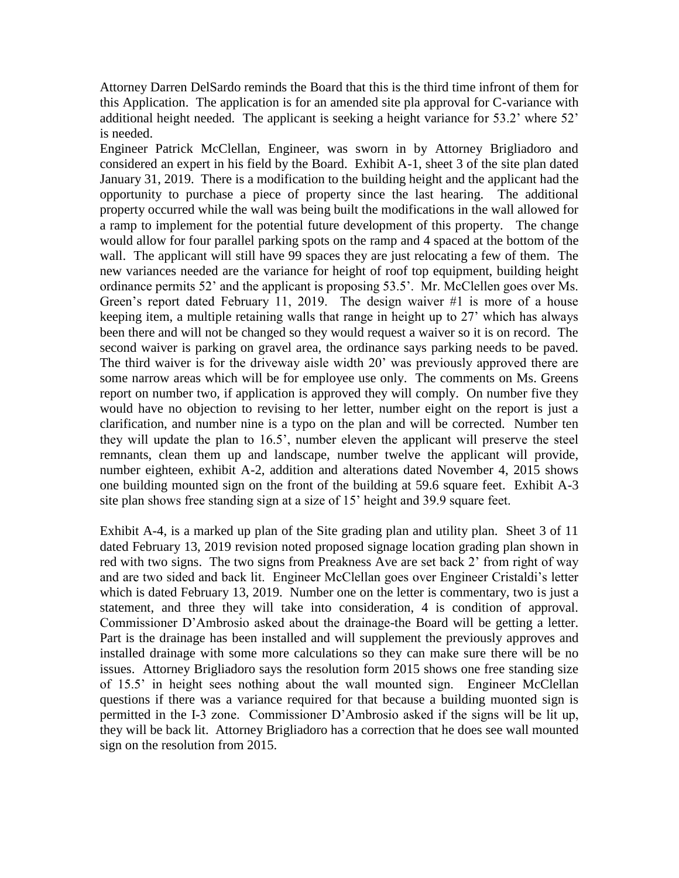Attorney Darren DelSardo reminds the Board that this is the third time infront of them for this Application. The application is for an amended site pla approval for C-variance with additional height needed. The applicant is seeking a height variance for 53.2' where 52' is needed.

Engineer Patrick McClellan, Engineer, was sworn in by Attorney Brigliadoro and considered an expert in his field by the Board. Exhibit A-1, sheet 3 of the site plan dated January 31, 2019. There is a modification to the building height and the applicant had the opportunity to purchase a piece of property since the last hearing. The additional property occurred while the wall was being built the modifications in the wall allowed for a ramp to implement for the potential future development of this property. The change would allow for four parallel parking spots on the ramp and 4 spaced at the bottom of the wall. The applicant will still have 99 spaces they are just relocating a few of them. The new variances needed are the variance for height of roof top equipment, building height ordinance permits 52' and the applicant is proposing 53.5'. Mr. McClellen goes over Ms. Green's report dated February 11, 2019. The design waiver #1 is more of a house keeping item, a multiple retaining walls that range in height up to 27' which has always been there and will not be changed so they would request a waiver so it is on record. The second waiver is parking on gravel area, the ordinance says parking needs to be paved. The third waiver is for the driveway aisle width 20' was previously approved there are some narrow areas which will be for employee use only. The comments on Ms. Greens report on number two, if application is approved they will comply. On number five they would have no objection to revising to her letter, number eight on the report is just a clarification, and number nine is a typo on the plan and will be corrected. Number ten they will update the plan to 16.5', number eleven the applicant will preserve the steel remnants, clean them up and landscape, number twelve the applicant will provide, number eighteen, exhibit A-2, addition and alterations dated November 4, 2015 shows one building mounted sign on the front of the building at 59.6 square feet. Exhibit A-3 site plan shows free standing sign at a size of 15' height and 39.9 square feet.

Exhibit A-4, is a marked up plan of the Site grading plan and utility plan. Sheet 3 of 11 dated February 13, 2019 revision noted proposed signage location grading plan shown in red with two signs. The two signs from Preakness Ave are set back 2' from right of way and are two sided and back lit. Engineer McClellan goes over Engineer Cristaldi's letter which is dated February 13, 2019. Number one on the letter is commentary, two is just a statement, and three they will take into consideration, 4 is condition of approval. Commissioner D'Ambrosio asked about the drainage-the Board will be getting a letter. Part is the drainage has been installed and will supplement the previously approves and installed drainage with some more calculations so they can make sure there will be no issues. Attorney Brigliadoro says the resolution form 2015 shows one free standing size of 15.5' in height sees nothing about the wall mounted sign. Engineer McClellan questions if there was a variance required for that because a building muonted sign is permitted in the I-3 zone. Commissioner D'Ambrosio asked if the signs will be lit up, they will be back lit. Attorney Brigliadoro has a correction that he does see wall mounted sign on the resolution from 2015.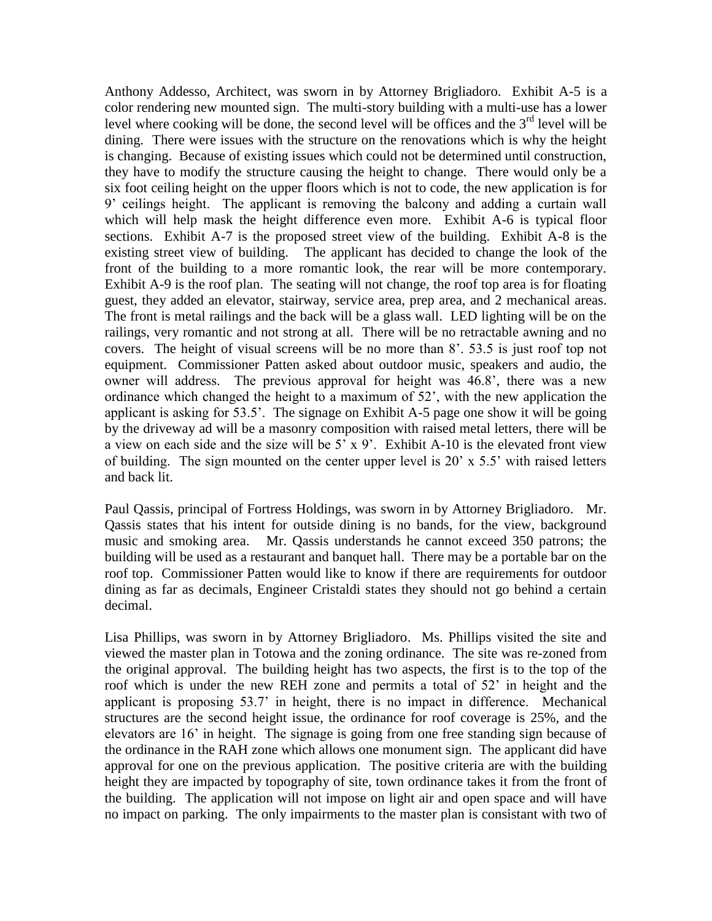Anthony Addesso, Architect, was sworn in by Attorney Brigliadoro. Exhibit A-5 is a color rendering new mounted sign. The multi-story building with a multi-use has a lower level where cooking will be done, the second level will be offices and the 3rd level will be dining. There were issues with the structure on the renovations which is why the height is changing. Because of existing issues which could not be determined until construction, they have to modify the structure causing the height to change. There would only be a six foot ceiling height on the upper floors which is not to code, the new application is for 9' ceilings height. The applicant is removing the balcony and adding a curtain wall which will help mask the height difference even more. Exhibit A-6 is typical floor sections. Exhibit A-7 is the proposed street view of the building. Exhibit A-8 is the existing street view of building. The applicant has decided to change the look of the front of the building to a more romantic look, the rear will be more contemporary. Exhibit A-9 is the roof plan. The seating will not change, the roof top area is for floating guest, they added an elevator, stairway, service area, prep area, and 2 mechanical areas. The front is metal railings and the back will be a glass wall. LED lighting will be on the railings, very romantic and not strong at all. There will be no retractable awning and no covers. The height of visual screens will be no more than 8'. 53.5 is just roof top not equipment. Commissioner Patten asked about outdoor music, speakers and audio, the owner will address. The previous approval for height was 46.8', there was a new ordinance which changed the height to a maximum of 52', with the new application the applicant is asking for 53.5'. The signage on Exhibit A-5 page one show it will be going by the driveway ad will be a masonry composition with raised metal letters, there will be a view on each side and the size will be 5' x 9'. Exhibit A-10 is the elevated front view of building. The sign mounted on the center upper level is 20' x 5.5' with raised letters and back lit.

Paul Qassis, principal of Fortress Holdings, was sworn in by Attorney Brigliadoro. Mr. Qassis states that his intent for outside dining is no bands, for the view, background music and smoking area. Mr. Qassis understands he cannot exceed 350 patrons; the building will be used as a restaurant and banquet hall. There may be a portable bar on the roof top. Commissioner Patten would like to know if there are requirements for outdoor dining as far as decimals, Engineer Cristaldi states they should not go behind a certain decimal.

Lisa Phillips, was sworn in by Attorney Brigliadoro. Ms. Phillips visited the site and viewed the master plan in Totowa and the zoning ordinance. The site was re-zoned from the original approval. The building height has two aspects, the first is to the top of the roof which is under the new REH zone and permits a total of 52' in height and the applicant is proposing 53.7' in height, there is no impact in difference. Mechanical structures are the second height issue, the ordinance for roof coverage is 25%, and the elevators are 16' in height. The signage is going from one free standing sign because of the ordinance in the RAH zone which allows one monument sign. The applicant did have approval for one on the previous application. The positive criteria are with the building height they are impacted by topography of site, town ordinance takes it from the front of the building. The application will not impose on light air and open space and will have no impact on parking. The only impairments to the master plan is consistant with two of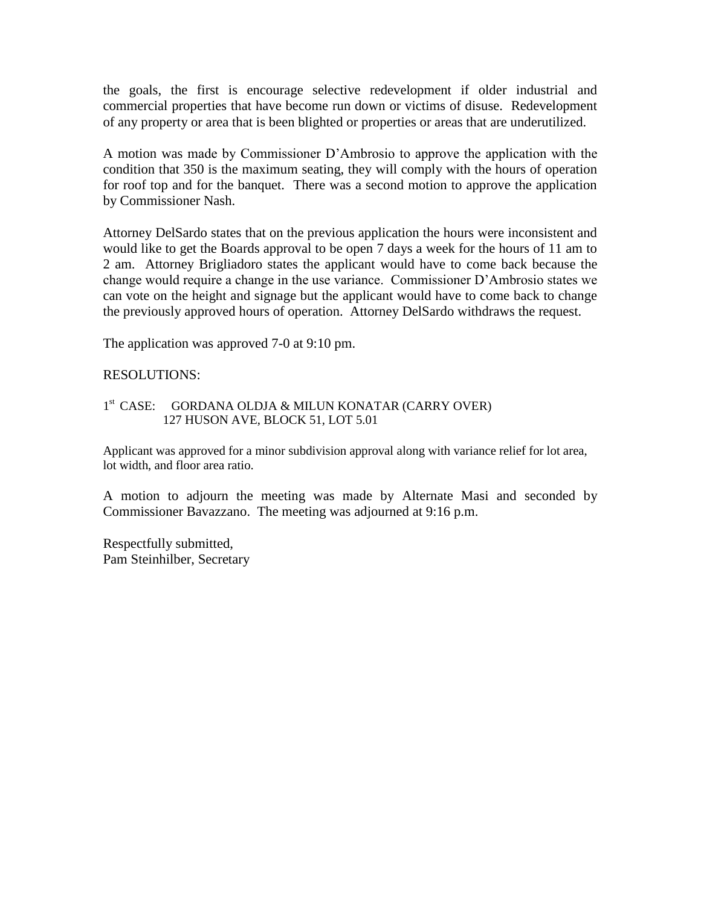the goals, the first is encourage selective redevelopment if older industrial and commercial properties that have become run down or victims of disuse. Redevelopment of any property or area that is been blighted or properties or areas that are underutilized.

A motion was made by Commissioner D'Ambrosio to approve the application with the condition that 350 is the maximum seating, they will comply with the hours of operation for roof top and for the banquet. There was a second motion to approve the application by Commissioner Nash.

Attorney DelSardo states that on the previous application the hours were inconsistent and would like to get the Boards approval to be open 7 days a week for the hours of 11 am to 2 am. Attorney Brigliadoro states the applicant would have to come back because the change would require a change in the use variance. Commissioner D'Ambrosio states we can vote on the height and signage but the applicant would have to come back to change the previously approved hours of operation. Attorney DelSardo withdraws the request.

The application was approved 7-0 at 9:10 pm.

RESOLUTIONS:

1st CASE: GORDANA OLDJA & MILUN KONATAR (CARRY OVER)
127 HUSON AVE, BLOCK 51, LOT 5.01

Applicant was approved for a minor subdivision approval along with variance relief for lot area, lot width, and floor area ratio.

A motion to adjourn the meeting was made by Alternate Masi and seconded by Commissioner Bavazzano. The meeting was adjourned at 9:16 p.m.

Respectfully submitted,
Pam Steinhilber, Secretary